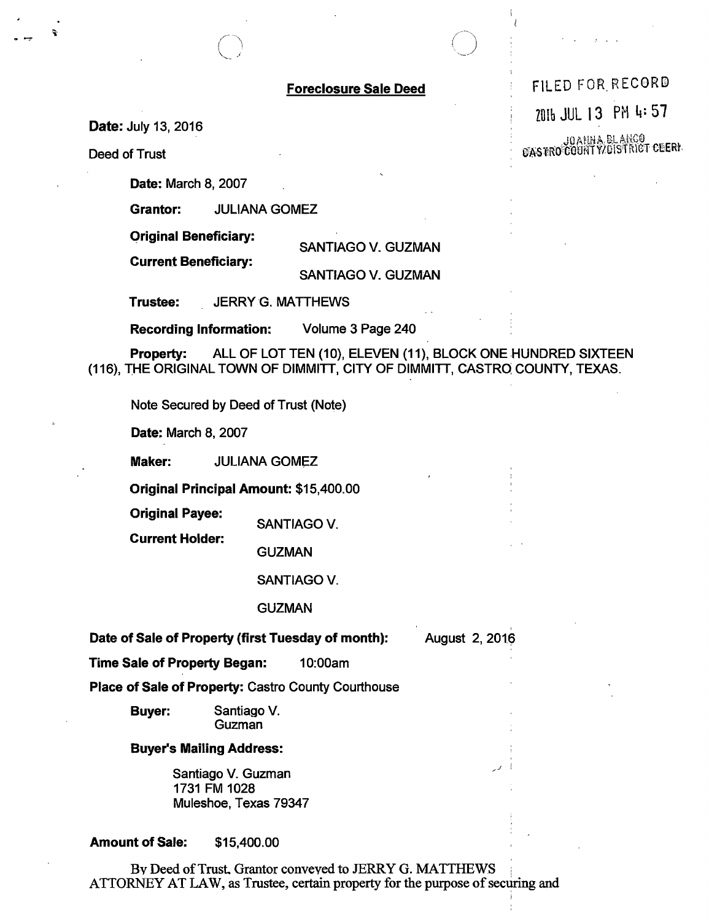# Foreclosure Sale Deed

FILED FOR RECORD
2016 JUL 13 PM 4:57
JOANNA BLANCO
CASTRO COUNTY/DISTRICT CLERK

**Date:** July 13, 2016

Deed of Trust

**Date:** March 8, 2007

**Grantor:** JULIANA GOMEZ

**Original Beneficiary:** SANTIAGO V. GUZMAN

**Current Beneficiary:** SANTIAGO V. GUZMAN

**Trustee:** JERRY G. MATTHEWS

**Recording Information:** Volume 3 Page 240

**Property:** ALL OF LOT TEN (10), ELEVEN (11), BLOCK ONE HUNDRED SIXTEEN (116), THE ORIGINAL TOWN OF DIMMITT, CITY OF DIMMITT, CASTRO COUNTY, TEXAS.

Note Secured by Deed of Trust (Note)

**Date:** March 8, 2007

**Maker:** JULIANA GOMEZ

**Original Principal Amount:** $15,400.00

**Original Payee:** SANTIAGO V. GUZMAN

**Current Holder:** SANTIAGO V. GUZMAN

**Date of Sale of Property (first Tuesday of month):** August 2, 2016

**Time Sale of Property Began:** 10:00am

**Place of Sale of Property:** Castro County Courthouse

**Buyer:** Santiago V. Guzman

**Buyer's Mailing Address:**

Santiago V. Guzman
1731 FM 1028
Muleshoe, Texas 79347

**Amount of Sale:** $15,400.00

By Deed of Trust, Grantor conveyed to JERRY G. MATTHEWS ATTORNEY AT LAW, as Trustee, certain property for the purpose of securing and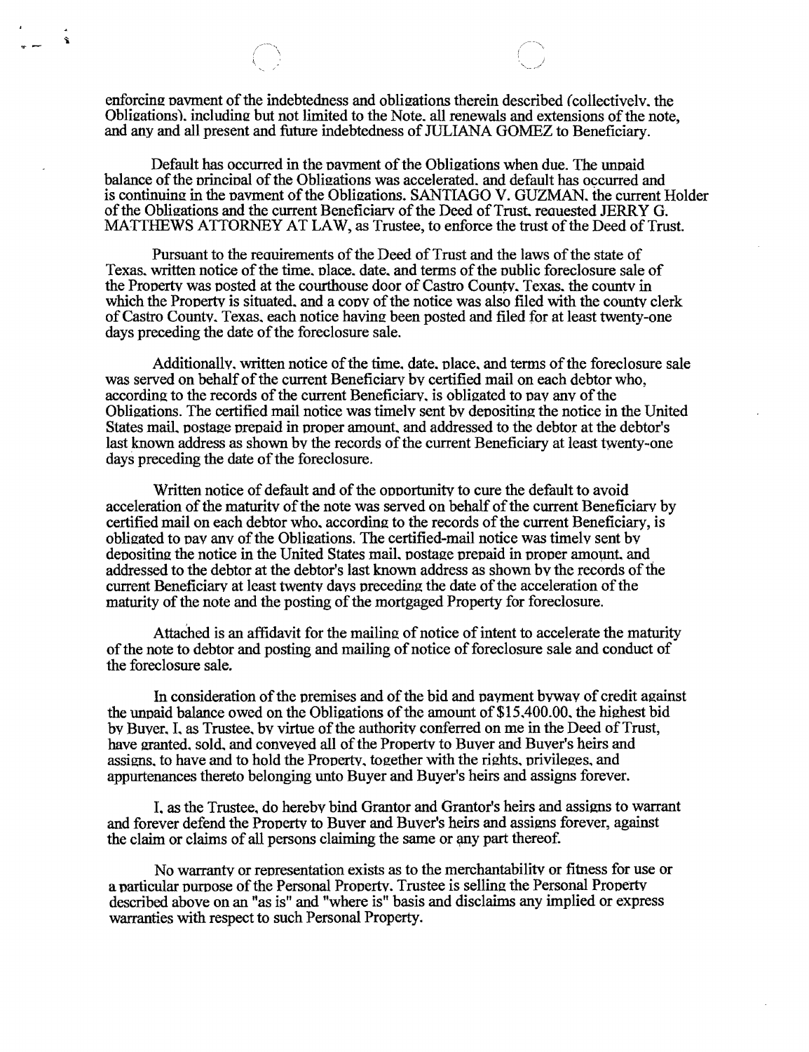enforcing payment of the indebtedness and obligations therein described (collectively, the Obligations), including but not limited to the Note, all renewals and extensions of the note, and any and all present and future indebtedness of JULIANA GOMEZ to Beneficiary.

Default has occurred in the payment of the Obligations when due. The unpaid balance of the principal of the Obligations was accelerated, and default has occurred and is continuing in the payment of the Obligations. SANTIAGO V. GUZMAN, the current Holder of the Obligations and the current Beneficiary of the Deed of Trust, requested JERRY G. MATTHEWS ATTORNEY AT LAW, as Trustee, to enforce the trust of the Deed of Trust.

Pursuant to the requirements of the Deed of Trust and the laws of the state of Texas, written notice of the time, place, date, and terms of the public foreclosure sale of the Property was posted at the courthouse door of Castro County, Texas, the county in which the Property is situated, and a copy of the notice was also filed with the county clerk of Castro County, Texas, each notice having been posted and filed for at least twenty-one days preceding the date of the foreclosure sale.

Additionally, written notice of the time, date, place, and terms of the foreclosure sale was served on behalf of the current Beneficiary by certified mail on each debtor who, according to the records of the current Beneficiary, is obligated to pay any of the Obligations. The certified mail notice was timely sent by depositing the notice in the United States mail, postage prepaid in proper amount, and addressed to the debtor at the debtor's last known address as shown by the records of the current Beneficiary at least twenty-one days preceding the date of the foreclosure.

Written notice of default and of the opportunity to cure the default to avoid acceleration of the maturity of the note was served on behalf of the current Beneficiary by certified mail on each debtor who, according to the records of the current Beneficiary, is obligated to pay any of the Obligations. The certified-mail notice was timely sent by depositing the notice in the United States mail, postage prepaid in proper amount, and addressed to the debtor at the debtor's last known address as shown by the records of the current Beneficiary at least twenty days preceding the date of the acceleration of the maturity of the note and the posting of the mortgaged Property for foreclosure.

Attached is an affidavit for the mailing of notice of intent to accelerate the maturity of the note to debtor and posting and mailing of notice of foreclosure sale and conduct of the foreclosure sale.

In consideration of the premises and of the bid and payment byway of credit against the unpaid balance owed on the Obligations of the amount of $15,400.00, the highest bid by Buyer, I, as Trustee, by virtue of the authority conferred on me in the Deed of Trust, have granted, sold, and conveyed all of the Property to Buyer and Buyer's heirs and assigns, to have and to hold the Property, together with the rights, privileges, and appurtenances thereto belonging unto Buyer and Buyer's heirs and assigns forever.

I, as the Trustee, do hereby bind Grantor and Grantor's heirs and assigns to warrant and forever defend the Property to Buyer and Buyer's heirs and assigns forever, against the claim or claims of all persons claiming the same or any part thereof.

No warranty or representation exists as to the merchantability or fitness for use or a particular purpose of the Personal Property. Trustee is selling the Personal Property described above on an "as is" and "where is" basis and disclaims any implied or express warranties with respect to such Personal Property.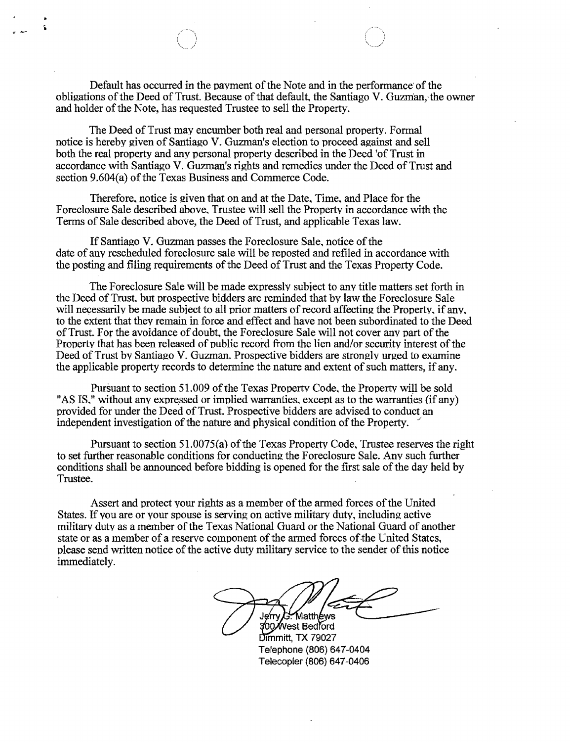Default has occurred in the payment of the Note and in the performance of the obligations of the Deed of Trust. Because of that default, the Santiago V. Guzman, the owner and holder of the Note, has requested Trustee to sell the Property.

The Deed of Trust may encumber both real and personal property. Formal notice is hereby given of Santiago V. Guzman's election to proceed against and sell both the real property and any personal property described in the Deed 'of Trust in accordance with Santiago V. Guzman's rights and remedies under the Deed of Trust and section 9.604(a) of the Texas Business and Commerce Code.

Therefore, notice is given that on and at the Date, Time, and Place for the Foreclosure Sale described above, Trustee will sell the Property in accordance with the Terms of Sale described above, the Deed of Trust, and applicable Texas law.

If Santiago V. Guzman passes the Foreclosure Sale, notice of the date of any rescheduled foreclosure sale will be reposted and refiled in accordance with the posting and filing requirements of the Deed of Trust and the Texas Property Code.

The Foreclosure Sale will be made expressly subject to any title matters set forth in the Deed of Trust, but prospective bidders are reminded that by law the Foreclosure Sale will necessarily be made subject to all prior matters of record affecting the Property, if any, to the extent that they remain in force and effect and have not been subordinated to the Deed of Trust. For the avoidance of doubt, the Foreclosure Sale will not cover any part of the Property that has been released of public record from the lien and/or security interest of the Deed of Trust by Santiago V. Guzman. Prospective bidders are strongly urged to examine the applicable property records to determine the nature and extent of such matters, if any.

Pursuant to section 51.009 of the Texas Property Code, the Property will be sold "AS IS," without any expressed or implied warranties, except as to the warranties (if any) provided for under the Deed of Trust. Prospective bidders are advised to conduct an independent investigation of the nature and physical condition of the Property.

Pursuant to section 51.0075(a) of the Texas Property Code, Trustee reserves the right to set further reasonable conditions for conducting the Foreclosure Sale. Any such further conditions shall be announced before bidding is opened for the first sale of the day held by Trustee.

Assert and protect your rights as a member of the armed forces of the United States. If you are or your spouse is serving on active military duty, including active military duty as a member of the Texas National Guard or the National Guard of another state or as a member of a reserve component of the armed forces of the United States, please send written notice of the active duty military service to the sender of this notice immediately.

Jerry G. Matthews
300 West Bedford
Dimmitt, TX 79027
Telephone (806) 647-0404
Telecopier (806) 647-0406